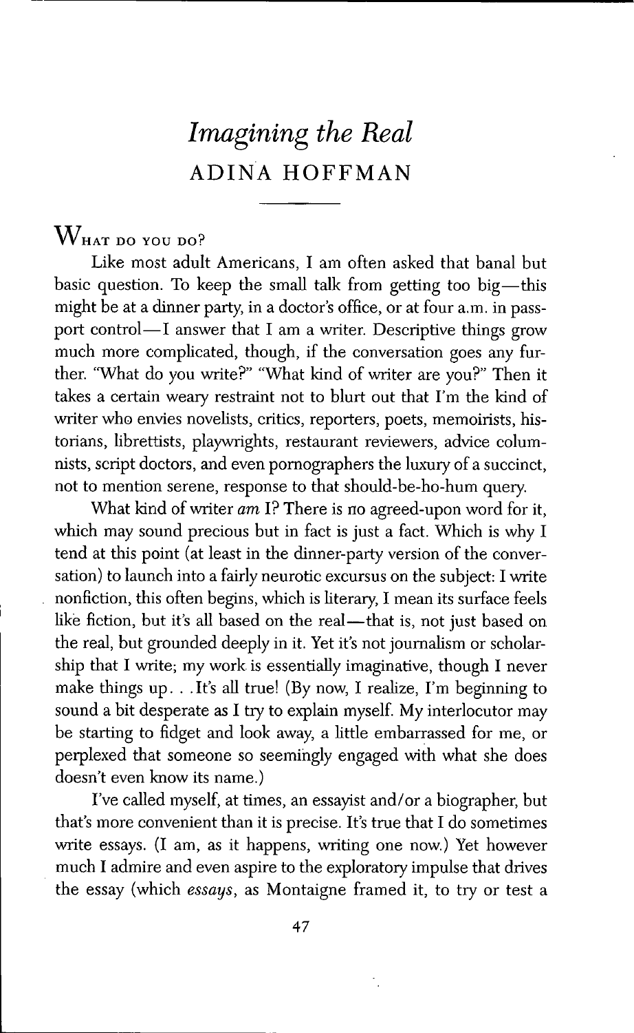# *Imagining the Real*

## ADINA HOFFMAN

WHAT DO YOU DO?

Like most adult Americans, I am often asked that banal but basic question. To keep the small talk from getting too big—this might be at a dinner party, in a doctor's office, or at four a.m. in passport control—I answer that I am a writer. Descriptive things grow much more complicated, though, if the conversation goes any further. "What do you write?" "What kind of writer are you?" Then it takes a certain weary restraint not to blurt out that I'm the kind of writer who envies novelists, critics, reporters, poets, memoirists, historians, librettists, playwrights, restaurant reviewers, advice columnists, script doctors, and even pornographers the luxury of a succinct, not to mention serene, response to that should-be-ho-hum query.

What kind of writer *am* I? There is no agreed-upon word for it, which may sound precious but in fact is just a fact. Which is why I tend at this point (at least in the dinner-party version of the conversation) to launch into a fairly neurotic excursus on the subject: I write nonfiction, this often begins, which is literary, I mean its surface feels like fiction, but it's all based on the real—that is, not just based on the real, but grounded deeply in it. Yet it's not journalism or scholarship that I write; my work is essentially imaginative, though I never make things up. . . It's all true! (By now, I realize, I'm beginning to sound a bit desperate as I try to explain myself. My interlocutor may be starting to fidget and look away, a little embarrassed for me, or perplexed that someone so seemingly engaged with what she does doesn't even know its name.)

I've called myself, at times, an essayist and/or a biographer, but that's more convenient than it is precise. It's true that I do sometimes write essays. (I am, as it happens, writing one now.) Yet however much I admire and even aspire to the exploratory impulse that drives the essay (which *essays*, as Montaigne framed it, to try or test a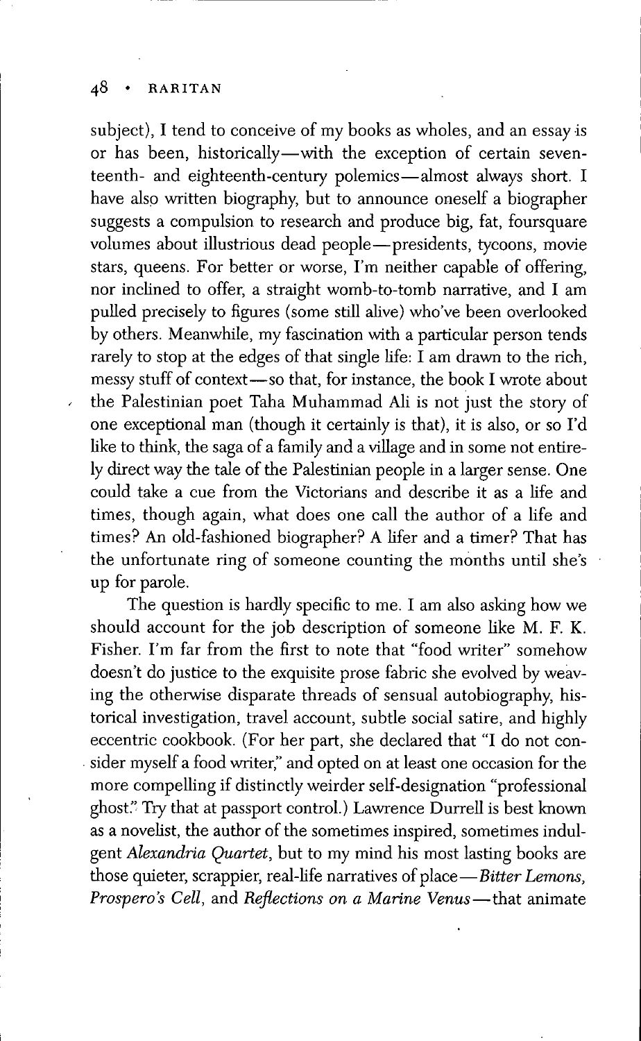subject), I tend to conceive of my books as wholes, and an essay is or has been, historically—with the exception of certain seventeenth- and eighteenth-century polemics—almost always short. I have also written biography, but to announce oneself a biographer suggests a compulsion to research and produce big, fat, foursquare volumes about illustrious dead people—presidents, tycoons, movie stars, queens. For better or worse, I'm neither capable of offering, nor inclined to offer, a straight womb-to-tomb narrative, and I am pulled precisely to figures (some still alive) who've been overlooked by others. Meanwhile, my fascination with a particular person tends rarely to stop at the edges of that single life: I am drawn to the rich, messy stuff of context—so that, for instance, the book I wrote about the Palestinian poet Taha Muhammad Ali is not just the story of one exceptional man (though it certainly is that), it is also, or so I'd like to think, the saga of a family and a village and in some not entirely direct way the tale of the Palestinian people in a larger sense. One could take a cue from the Victorians and describe it as a life and times, though again, what does one call the author of a life and times? An old-fashioned biographer? A lifer and a timer? That has the unfortunate ring of someone counting the months until she's up for parole.

The question is hardly specific to me. I am also asking how we should account for the job description of someone like M. F. K. Fisher. I'm far from the first to note that "food writer" somehow doesn't do justice to the exquisite prose fabric she evolved by weaving the otherwise disparate threads of sensual autobiography, historical investigation, travel account, subtle social satire, and highly eccentric cookbook. (For her part, she declared that "I do not consider myself a food writer," and opted on at least one occasion for the more compelling if distinctly weirder self-designation "professional ghost." Try that at passport control.) Lawrence Durrell is best known as a novelist, the author of the sometimes inspired, sometimes indulgent *Alexandria Quartet*, but to my mind his most lasting books are those quieter, scrappier, real-life narratives of place—*Bitter Lemons*, *Prospero's Cell*, and *Reflections on a Marine Venus*—that animate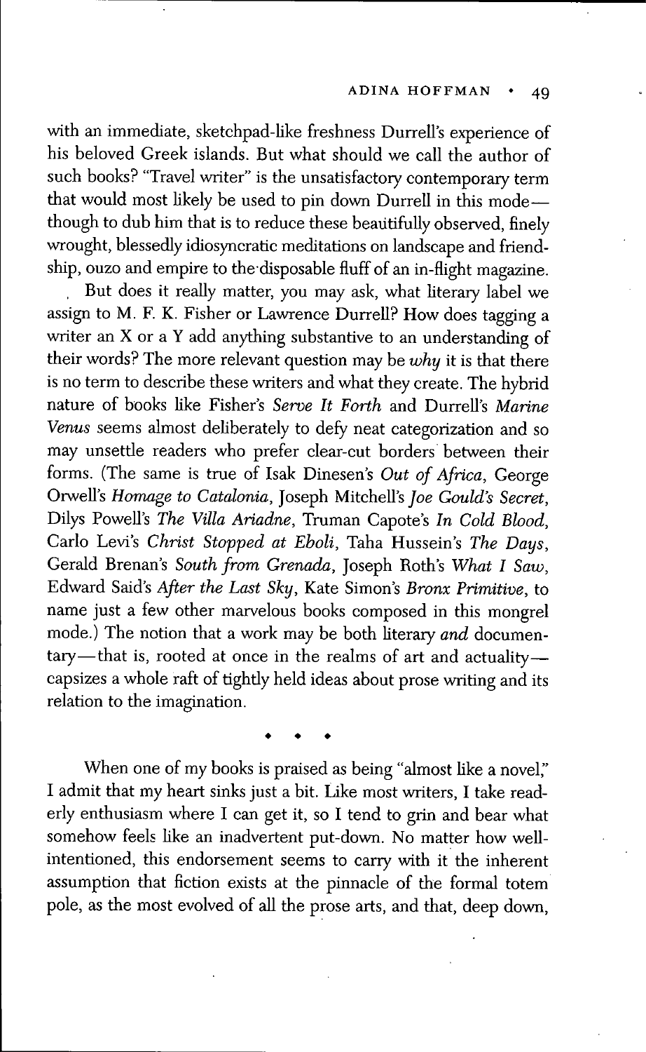with an immediate, sketchpad-like freshness Durrell's experience of his beloved Greek islands. But what should we call the author of such books? "Travel writer" is the unsatisfactory contemporary term that would most likely be used to pin down Durrell in this mode—though to dub him that is to reduce these beautifully observed, finely wrought, blessedly idiosyncratic meditations on landscape and friendship, ouzo and empire to the disposable fluff of an in-flight magazine.

But does it really matter, you may ask, what literary label we assign to M. F. K. Fisher or Lawrence Durrell? How does tagging a writer an X or a Y add anything substantive to an understanding of their words? The more relevant question may be *why* it is that there is no term to describe these writers and what they create. The hybrid nature of books like Fisher's *Serve It Forth* and Durrell's *Marine Venus* seems almost deliberately to defy neat categorization and so may unsettle readers who prefer clear-cut borders between their forms. (The same is true of Isak Dinesen's *Out of Africa*, George Orwell's *Homage to Catalonia*, Joseph Mitchell's *Joe Gould's Secret*, Dilys Powell's *The Villa Ariadne*, Truman Capote's *In Cold Blood*, Carlo Levi's *Christ Stopped at Eboli*, Taha Hussein's *The Days*, Gerald Brenan's *South from Grenada*, Joseph Roth's *What I Saw*, Edward Said's *After the Last Sky*, Kate Simon's *Bronx Primitive*, to name just a few other marvelous books composed in this mongrel mode.) The notion that a work may be both literary *and* documentary—that is, rooted at once in the realms of art and actuality—capsizes a whole raft of tightly held ideas about prose writing and its relation to the imagination.

◆ ◆ ◆

When one of my books is praised as being "almost like a novel," I admit that my heart sinks just a bit. Like most writers, I take readerly enthusiasm where I can get it, so I tend to grin and bear what somehow feels like an inadvertent put-down. No matter how well-intentioned, this endorsement seems to carry with it the inherent assumption that fiction exists at the pinnacle of the formal totem pole, as the most evolved of all the prose arts, and that, deep down,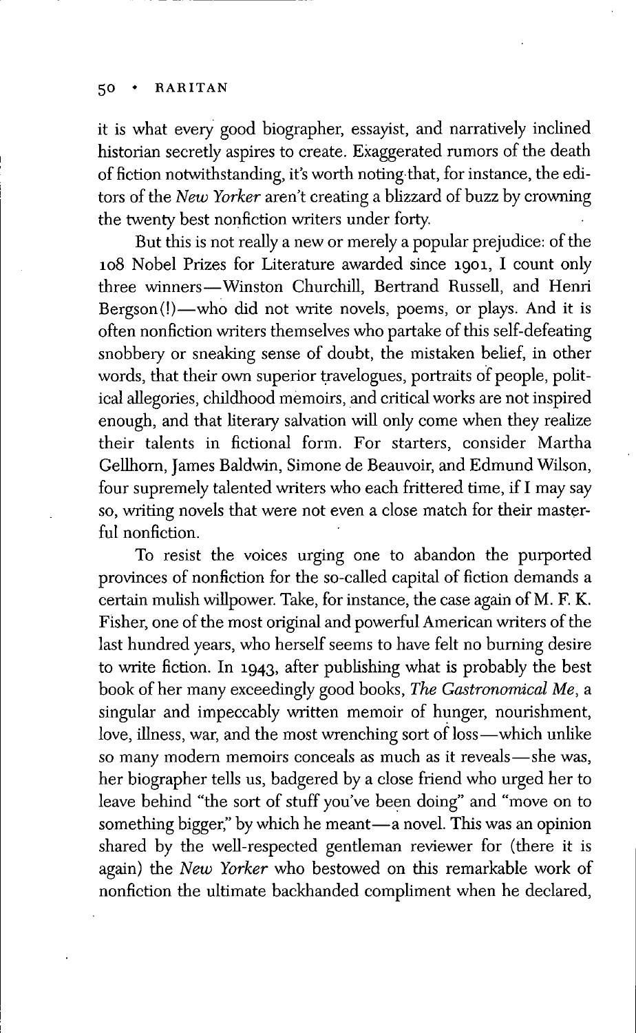it is what every good biographer, essayist, and narratively inclined historian secretly aspires to create. Exaggerated rumors of the death of fiction notwithstanding, it's worth noting that, for instance, the editors of the *New Yorker* aren't creating a blizzard of buzz by crowning the twenty best nonfiction writers under forty.

But this is not really a new or merely a popular prejudice: of the 108 Nobel Prizes for Literature awarded since 1901, I count only three winners—Winston Churchill, Bertrand Russell, and Henri Bergson(!)—who did not write novels, poems, or plays. And it is often nonfiction writers themselves who partake of this self-defeating snobbery or sneaking sense of doubt, the mistaken belief, in other words, that their own superior travelogues, portraits of people, political allegories, childhood memoirs, and critical works are not inspired enough, and that literary salvation will only come when they realize their talents in fictional form. For starters, consider Martha Gellhorn, James Baldwin, Simone de Beauvoir, and Edmund Wilson, four supremely talented writers who each frittered time, if I may say so, writing novels that were not even a close match for their masterful nonfiction.

To resist the voices urging one to abandon the purported provinces of nonfiction for the so-called capital of fiction demands a certain mulish willpower. Take, for instance, the case again of M. F. K. Fisher, one of the most original and powerful American writers of the last hundred years, who herself seems to have felt no burning desire to write fiction. In 1943, after publishing what is probably the best book of her many exceedingly good books, *The Gastronomical Me*, a singular and impeccably written memoir of hunger, nourishment, love, illness, war, and the most wrenching sort of loss—which unlike so many modern memoirs conceals as much as it reveals—she was, her biographer tells us, badgered by a close friend who urged her to leave behind "the sort of stuff you've been doing" and "move on to something bigger," by which he meant—a novel. This was an opinion shared by the well-respected gentleman reviewer for (there it is again) the *New Yorker* who bestowed on this remarkable work of nonfiction the ultimate backhanded compliment when he declared,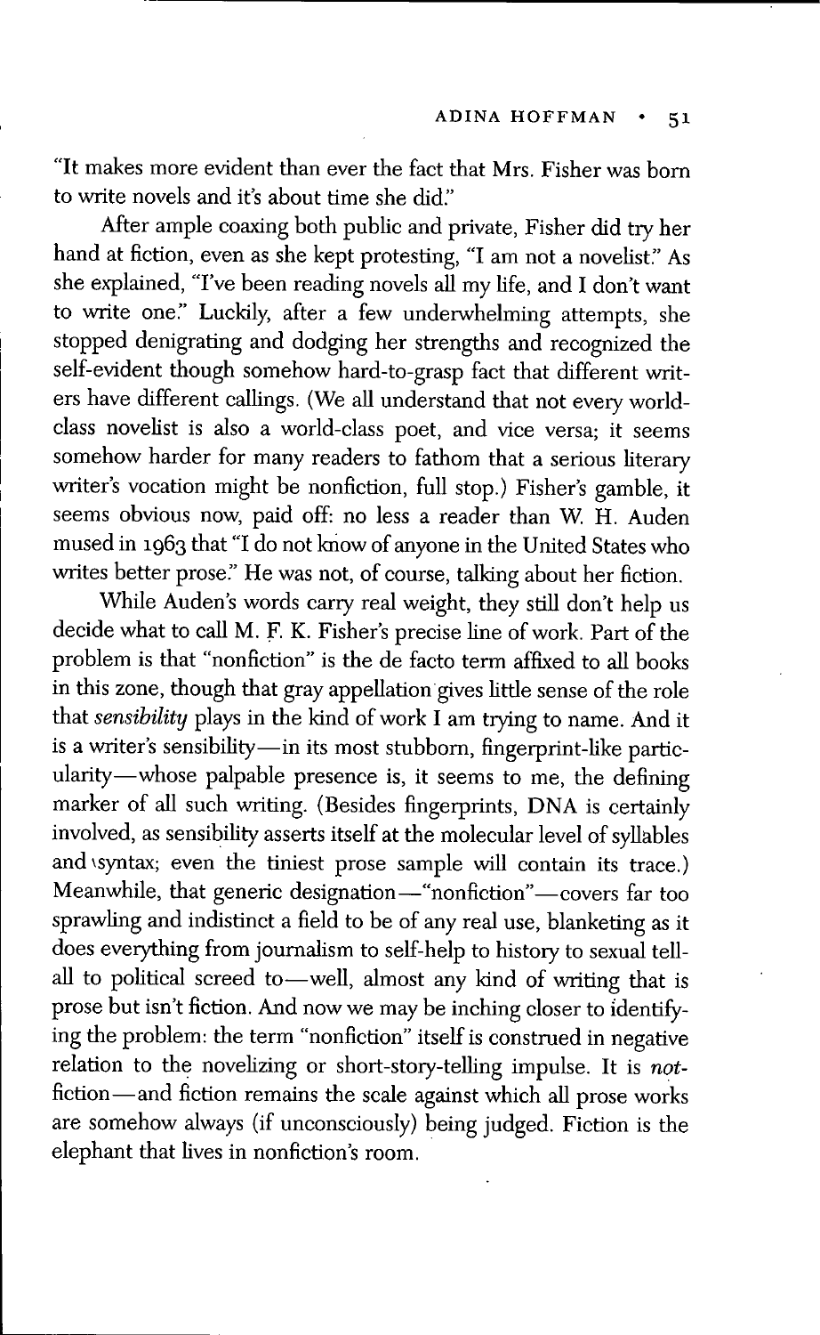"It makes more evident than ever the fact that Mrs. Fisher was born to write novels and it's about time she did."

After ample coaxing both public and private, Fisher did try her hand at fiction, even as she kept protesting, "I am not a novelist." As she explained, "I've been reading novels all my life, and I don't want to write one." Luckily, after a few underwhelming attempts, she stopped denigrating and dodging her strengths and recognized the self-evident though somehow hard-to-grasp fact that different writers have different callings. (We all understand that not every world-class novelist is also a world-class poet, and vice versa; it seems somehow harder for many readers to fathom that a serious literary writer's vocation might be nonfiction, full stop.) Fisher's gamble, it seems obvious now, paid off: no less a reader than W. H. Auden mused in 1963 that "I do not know of anyone in the United States who writes better prose." He was not, of course, talking about her fiction.

While Auden's words carry real weight, they still don't help us decide what to call M. F. K. Fisher's precise line of work. Part of the problem is that "nonfiction" is the de facto term affixed to all books in this zone, though that gray appellation gives little sense of the role that *sensibility* plays in the kind of work I am trying to name. And it is a writer's sensibility—in its most stubborn, fingerprint-like particularity—whose palpable presence is, it seems to me, the defining marker of all such writing. (Besides fingerprints, DNA is certainly involved, as sensibility asserts itself at the molecular level of syllables and syntax; even the tiniest prose sample will contain its trace.) Meanwhile, that generic designation—"nonfiction"—covers far too sprawling and indistinct a field to be of any real use, blanketing as it does everything from journalism to self-help to history to sexual tell-all to political screed to—well, almost any kind of writing that is prose but isn't fiction. And now we may be inching closer to identifying the problem: the term "nonfiction" itself is construed in negative relation to the novelizing or short-story-telling impulse. It is *not*-fiction—and fiction remains the scale against which all prose works are somehow always (if unconsciously) being judged. Fiction is the elephant that lives in nonfiction's room.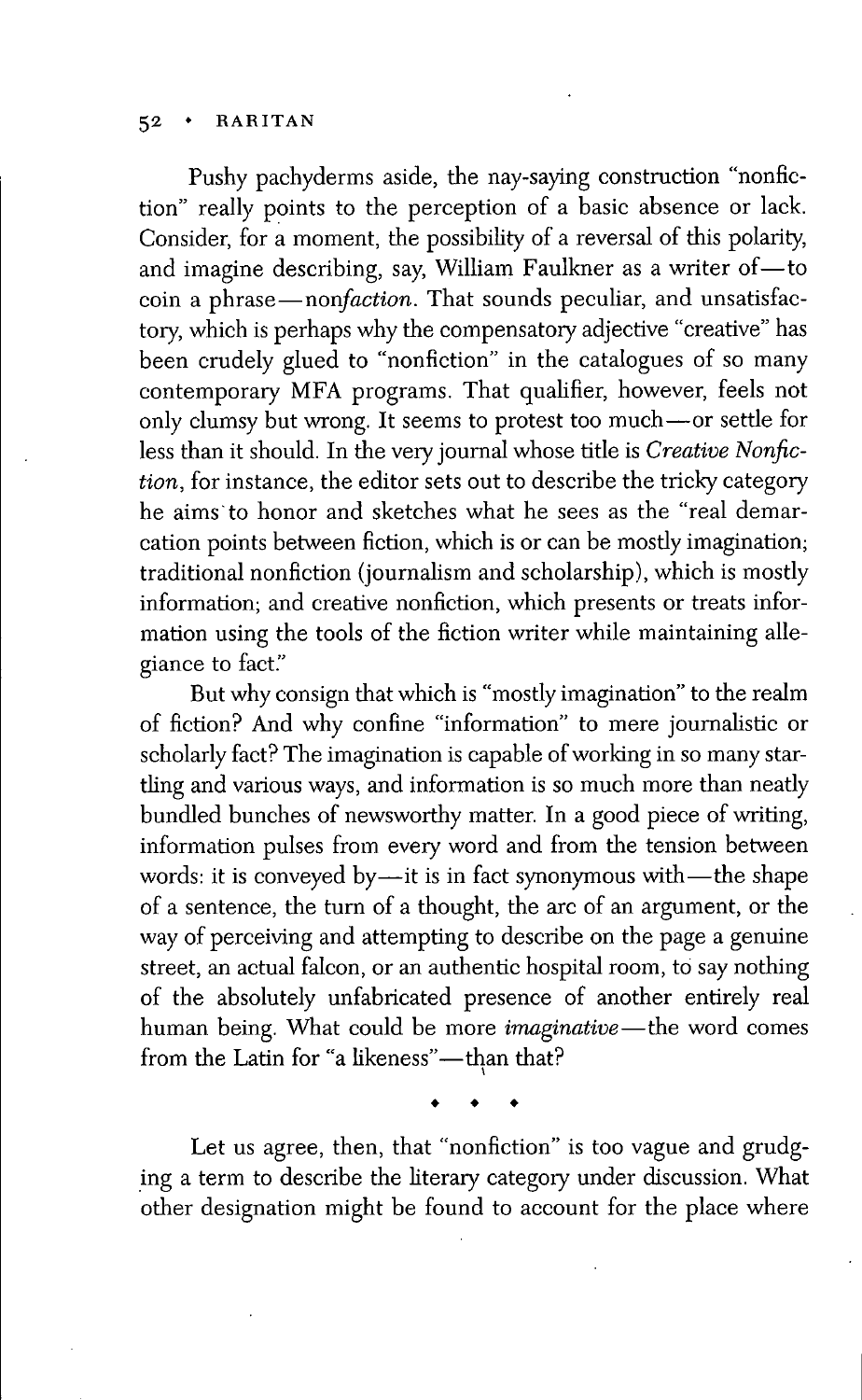Pushy pachyderms aside, the nay-saying construction "nonfiction" really points to the perception of a basic absence or lack. Consider, for a moment, the possibility of a reversal of this polarity, and imagine describing, say, William Faulkner as a writer of—to coin a phrase—non*faction*. That sounds peculiar, and unsatisfactory, which is perhaps why the compensatory adjective "creative" has been crudely glued to "nonfiction" in the catalogues of so many contemporary MFA programs. That qualifier, however, feels not only clumsy but wrong. It seems to protest too much—or settle for less than it should. In the very journal whose title is *Creative Nonfiction*, for instance, the editor sets out to describe the tricky category he aims to honor and sketches what he sees as the "real demarcation points between fiction, which is or can be mostly imagination; traditional nonfiction (journalism and scholarship), which is mostly information; and creative nonfiction, which presents or treats information using the tools of the fiction writer while maintaining allegiance to fact."

But why consign that which is "mostly imagination" to the realm of fiction? And why confine "information" to mere journalistic or scholarly fact? The imagination is capable of working in so many startling and various ways, and information is so much more than neatly bundled bunches of newsworthy matter. In a good piece of writing, information pulses from every word and from the tension between words: it is conveyed by—it is in fact synonymous with—the shape of a sentence, the turn of a thought, the arc of an argument, or the way of perceiving and attempting to describe on the page a genuine street, an actual falcon, or an authentic hospital room, to say nothing of the absolutely unfabricated presence of another entirely real human being. What could be more *imaginative*—the word comes from the Latin for "a likeness"—than that?

◆ ◆ ◆

Let us agree, then, that "nonfiction" is too vague and grudging a term to describe the literary category under discussion. What other designation might be found to account for the place where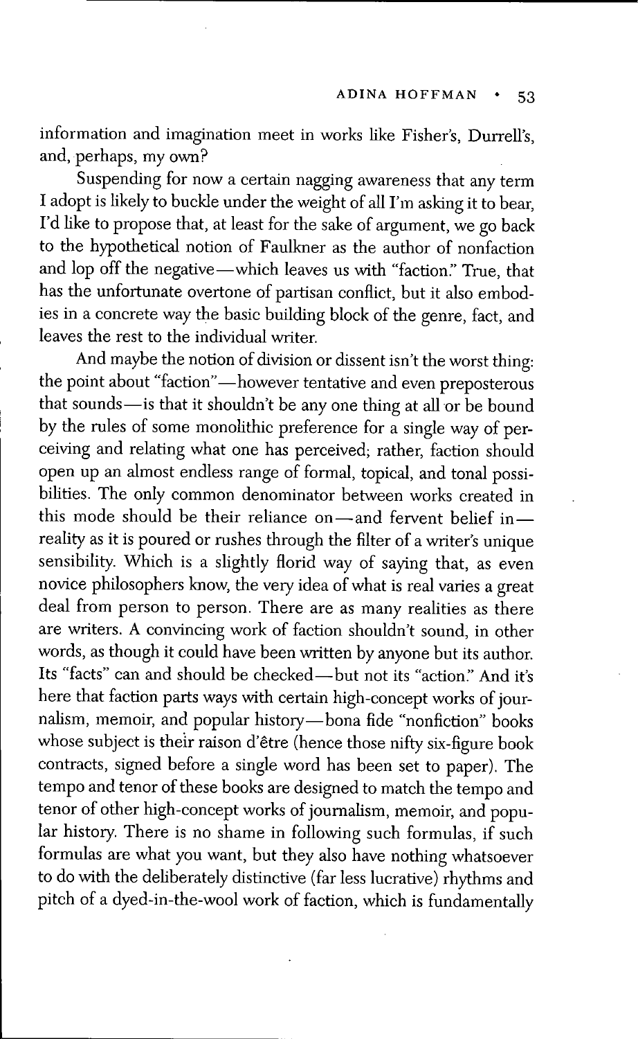information and imagination meet in works like Fisher's, Durrell's, and, perhaps, my own?

Suspending for now a certain nagging awareness that any term I adopt is likely to buckle under the weight of all I'm asking it to bear, I'd like to propose that, at least for the sake of argument, we go back to the hypothetical notion of Faulkner as the author of nonfaction and lop off the negative—which leaves us with "faction." True, that has the unfortunate overtone of partisan conflict, but it also embodies in a concrete way the basic building block of the genre, fact, and leaves the rest to the individual writer.

And maybe the notion of division or dissent isn't the worst thing: the point about "faction"—however tentative and even preposterous that sounds—is that it shouldn't be any one thing at all or be bound by the rules of some monolithic preference for a single way of perceiving and relating what one has perceived; rather, faction should open up an almost endless range of formal, topical, and tonal possibilities. The only common denominator between works created in this mode should be their reliance on—and fervent belief in—reality as it is poured or rushes through the filter of a writer's unique sensibility. Which is a slightly florid way of saying that, as even novice philosophers know, the very idea of what is real varies a great deal from person to person. There are as many realities as there are writers. A convincing work of faction shouldn't sound, in other words, as though it could have been written by anyone but its author. Its "facts" can and should be checked—but not its "action." And it's here that faction parts ways with certain high-concept works of journalism, memoir, and popular history—bona fide "nonfiction" books whose subject is their raison d'être (hence those nifty six-figure book contracts, signed before a single word has been set to paper). The tempo and tenor of these books are designed to match the tempo and tenor of other high-concept works of journalism, memoir, and popular history. There is no shame in following such formulas, if such formulas are what you want, but they also have nothing whatsoever to do with the deliberately distinctive (far less lucrative) rhythms and pitch of a dyed-in-the-wool work of faction, which is fundamentally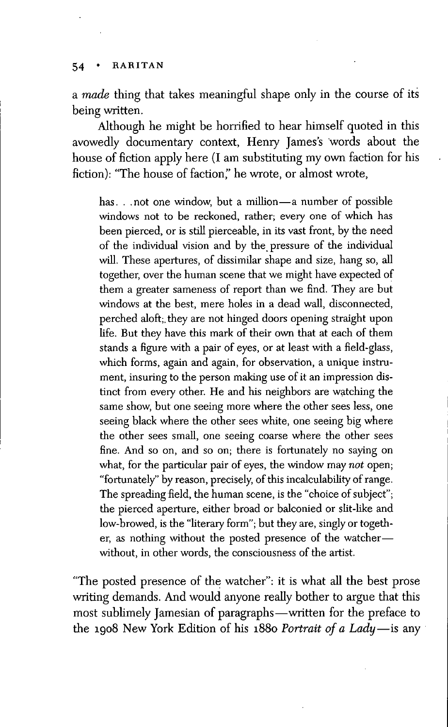a *made* thing that takes meaningful shape only in the course of its being written.

Although he might be horrified to hear himself quoted in this avowedly documentary context, Henry James's words about the house of fiction apply here (I am substituting my own faction for his fiction): "The house of faction," he wrote, or almost wrote,

> has. . .not one window, but a million—a number of possible windows not to be reckoned, rather; every one of which has been pierced, or is still pierceable, in its vast front, by the need of the individual vision and by the pressure of the individual will. These apertures, of dissimilar shape and size, hang so, all together, over the human scene that we might have expected of them a greater sameness of report than we find. They are but windows at the best, mere holes in a dead wall, disconnected, perched aloft; they are not hinged doors opening straight upon life. But they have this mark of their own that at each of them stands a figure with a pair of eyes, or at least with a field-glass, which forms, again and again, for observation, a unique instrument, insuring to the person making use of it an impression distinct from every other. He and his neighbors are watching the same show, but one seeing more where the other sees less, one seeing black where the other sees white, one seeing big where the other sees small, one seeing coarse where the other sees fine. And so on, and so on; there is fortunately no saying on what, for the particular pair of eyes, the window may *not* open; "fortunately" by reason, precisely, of this incalculability of range. The spreading field, the human scene, is the "choice of subject"; the pierced aperture, either broad or balconied or slit-like and low-browed, is the "literary form"; but they are, singly or together, as nothing without the posted presence of the watcher—without, in other words, the consciousness of the artist.

"The posted presence of the watcher": it is what all the best prose writing demands. And would anyone really bother to argue that this most sublimely Jamesian of paragraphs—written for the preface to the 1908 New York Edition of his 1880 *Portrait of a Lady*—is any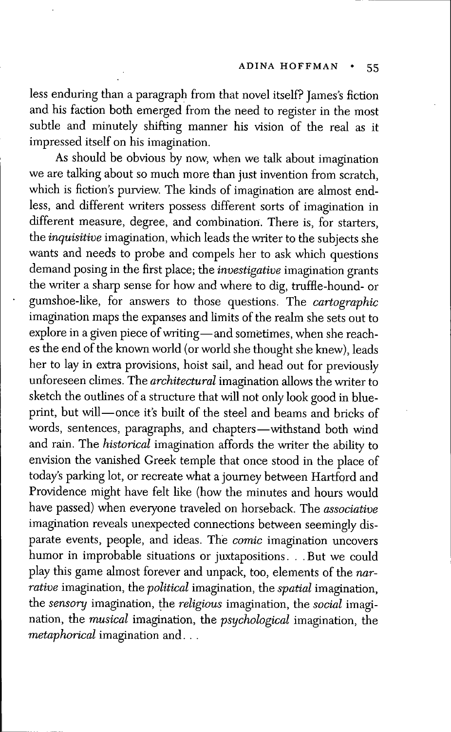less enduring than a paragraph from that novel itself? James's fiction and his faction both emerged from the need to register in the most subtle and minutely shifting manner his vision of the real as it impressed itself on his imagination.

As should be obvious by now, when we talk about imagination we are talking about so much more than just invention from scratch, which is fiction's purview. The kinds of imagination are almost endless, and different writers possess different sorts of imagination in different measure, degree, and combination. There is, for starters, the *inquisitive* imagination, which leads the writer to the subjects she wants and needs to probe and compels her to ask which questions demand posing in the first place; the *investigative* imagination grants the writer a sharp sense for how and where to dig, truffle-hound- or gumshoe-like, for answers to those questions. The *cartographic* imagination maps the expanses and limits of the realm she sets out to explore in a given piece of writing—and sometimes, when she reaches the end of the known world (or world she thought she knew), leads her to lay in extra provisions, hoist sail, and head out for previously unforeseen climes. The *architectural* imagination allows the writer to sketch the outlines of a structure that will not only look good in blueprint, but will—once it's built of the steel and beams and bricks of words, sentences, paragraphs, and chapters—withstand both wind and rain. The *historical* imagination affords the writer the ability to envision the vanished Greek temple that once stood in the place of today's parking lot, or recreate what a journey between Hartford and Providence might have felt like (how the minutes and hours would have passed) when everyone traveled on horseback. The *associative* imagination reveals unexpected connections between seemingly disparate events, people, and ideas. The *comic* imagination uncovers humor in improbable situations or juxtapositions. . . But we could play this game almost forever and unpack, too, elements of the *narrative* imagination, the *political* imagination, the *spatial* imagination, the *sensory* imagination, the *religious* imagination, the *social* imagination, the *musical* imagination, the *psychological* imagination, the *metaphorical* imagination and. . .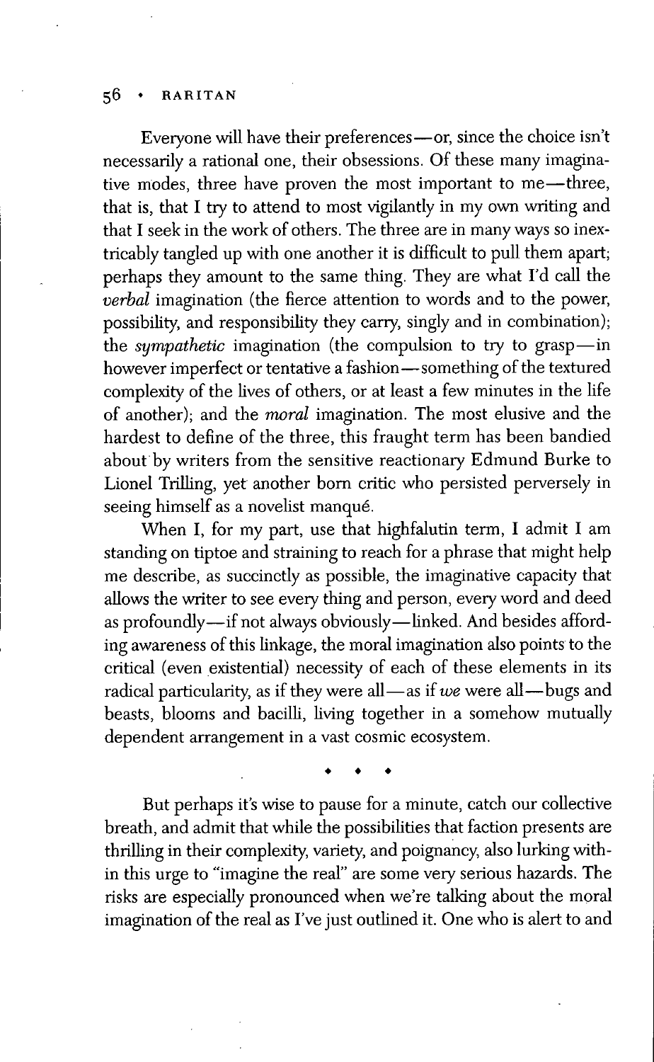Everyone will have their preferences—or, since the choice isn't necessarily a rational one, their obsessions. Of these many imaginative modes, three have proven the most important to me—three, that is, that I try to attend to most vigilantly in my own writing and that I seek in the work of others. The three are in many ways so inextricably tangled up with one another it is difficult to pull them apart; perhaps they amount to the same thing. They are what I'd call the *verbal* imagination (the fierce attention to words and to the power, possibility, and responsibility they carry, singly and in combination); the *sympathetic* imagination (the compulsion to try to grasp—in however imperfect or tentative a fashion—something of the textured complexity of the lives of others, or at least a few minutes in the life of another); and the *moral* imagination. The most elusive and the hardest to define of the three, this fraught term has been bandied about by writers from the sensitive reactionary Edmund Burke to Lionel Trilling, yet another born critic who persisted perversely in seeing himself as a novelist manqué.

When I, for my part, use that highfalutin term, I admit I am standing on tiptoe and straining to reach for a phrase that might help me describe, as succinctly as possible, the imaginative capacity that allows the writer to see every thing and person, every word and deed as profoundly—if not always obviously—linked. And besides affording awareness of this linkage, the moral imagination also points to the critical (even existential) necessity of each of these elements in its radical particularity, as if they were all—as if *we* were all—bugs and beasts, blooms and bacilli, living together in a somehow mutually dependent arrangement in a vast cosmic ecosystem.

◆ ◆ ◆

But perhaps it's wise to pause for a minute, catch our collective breath, and admit that while the possibilities that faction presents are thrilling in their complexity, variety, and poignancy, also lurking within this urge to "imagine the real" are some very serious hazards. The risks are especially pronounced when we're talking about the moral imagination of the real as I've just outlined it. One who is alert to and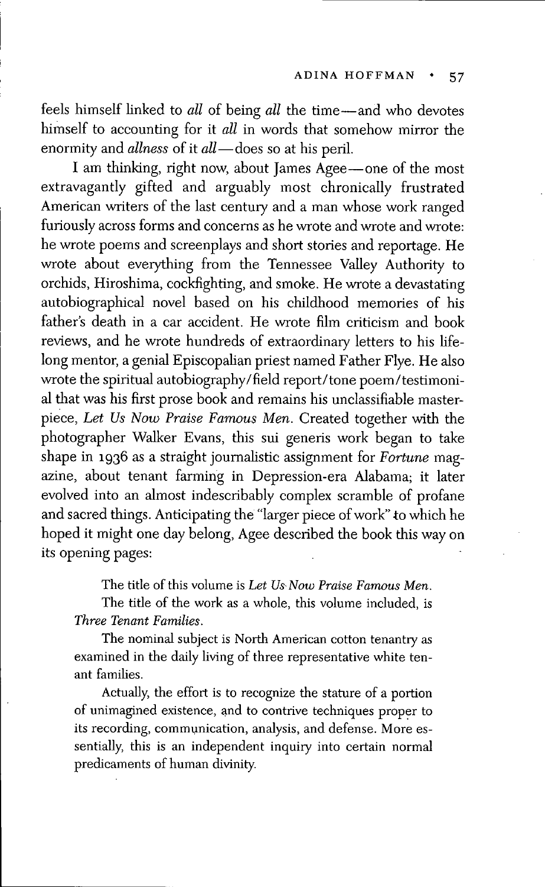feels himself linked to *all* of being *all* the time—and who devotes himself to accounting for it *all* in words that somehow mirror the enormity and *allness* of it *all*—does so at his peril.

I am thinking, right now, about James Agee—one of the most extravagantly gifted and arguably most chronically frustrated American writers of the last century and a man whose work ranged furiously across forms and concerns as he wrote and wrote and wrote: he wrote poems and screenplays and short stories and reportage. He wrote about everything from the Tennessee Valley Authority to orchids, Hiroshima, cockfighting, and smoke. He wrote a devastating autobiographical novel based on his childhood memories of his father's death in a car accident. He wrote film criticism and book reviews, and he wrote hundreds of extraordinary letters to his lifelong mentor, a genial Episcopalian priest named Father Flye. He also wrote the spiritual autobiography/field report/tone poem/testimonial that was his first prose book and remains his unclassifiable masterpiece, *Let Us Now Praise Famous Men*. Created together with the photographer Walker Evans, this sui generis work began to take shape in 1936 as a straight journalistic assignment for *Fortune* magazine, about tenant farming in Depression-era Alabama; it later evolved into an almost indescribably complex scramble of profane and sacred things. Anticipating the "larger piece of work" to which he hoped it might one day belong, Agee described the book this way on its opening pages:

> The title of this volume is *Let Us Now Praise Famous Men*.
>
> The title of the work as a whole, this volume included, is *Three Tenant Families*.
>
> The nominal subject is North American cotton tenantry as examined in the daily living of three representative white tenant families.
>
> Actually, the effort is to recognize the stature of a portion of unimagined existence, and to contrive techniques proper to its recording, communication, analysis, and defense. More essentially, this is an independent inquiry into certain normal predicaments of human divinity.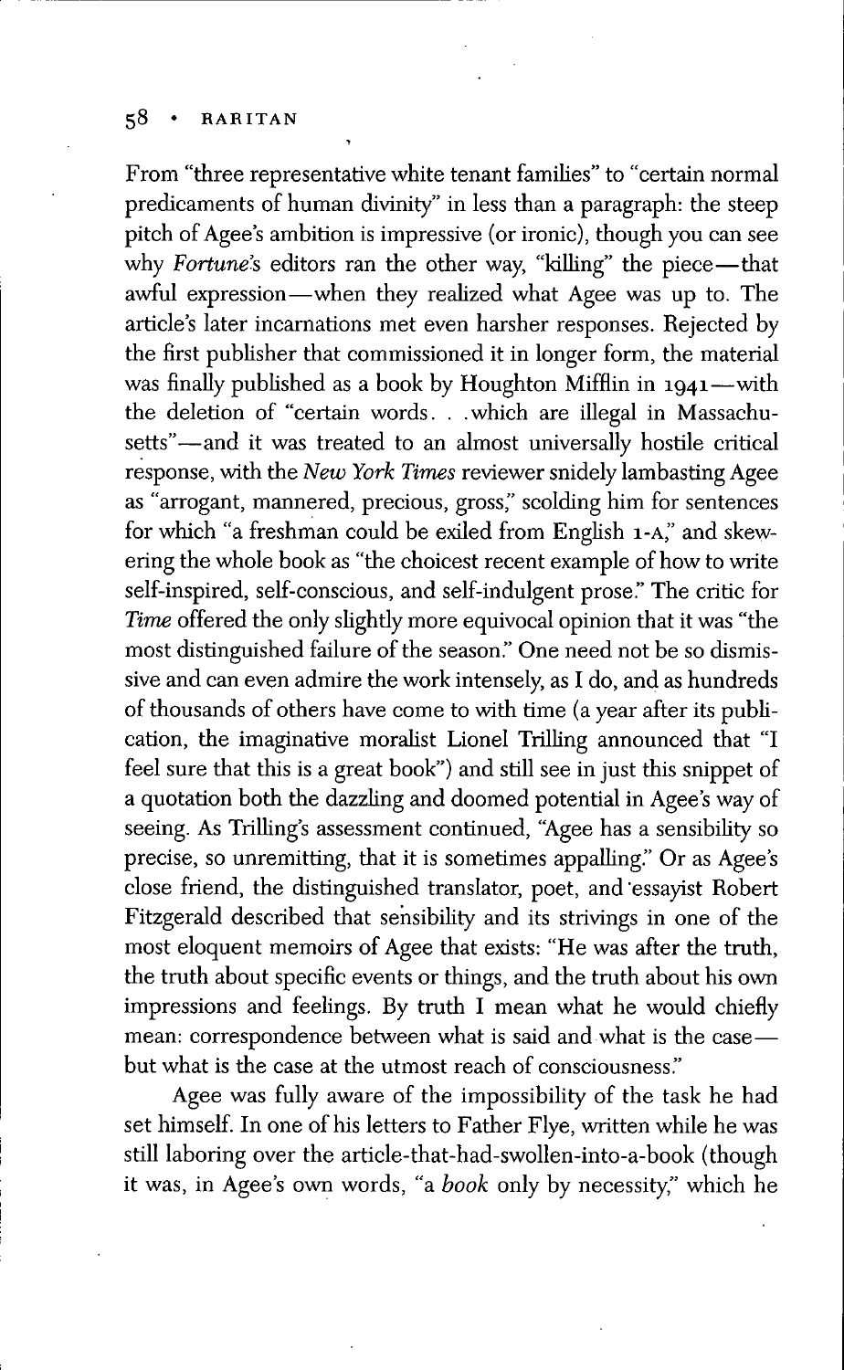From "three representative white tenant families" to "certain normal predicaments of human divinity" in less than a paragraph: the steep pitch of Agee's ambition is impressive (or ironic), though you can see why *Fortune's* editors ran the other way, "killing" the piece—that awful expression—when they realized what Agee was up to. The article's later incarnations met even harsher responses. Rejected by the first publisher that commissioned it in longer form, the material was finally published as a book by Houghton Mifflin in 1941—with the deletion of "certain words. . .which are illegal in Massachusetts"—and it was treated to an almost universally hostile critical response, with the *New York Times* reviewer snidely lambasting Agee as "arrogant, mannered, precious, gross," scolding him for sentences for which "a freshman could be exiled from English 1-A," and skewering the whole book as "the choicest recent example of how to write self-inspired, self-conscious, and self-indulgent prose." The critic for *Time* offered the only slightly more equivocal opinion that it was "the most distinguished failure of the season." One need not be so dismissive and can even admire the work intensely, as I do, and as hundreds of thousands of others have come to with time (a year after its publication, the imaginative moralist Lionel Trilling announced that "I feel sure that this is a great book") and still see in just this snippet of a quotation both the dazzling and doomed potential in Agee's way of seeing. As Trilling's assessment continued, "Agee has a sensibility so precise, so unremitting, that it is sometimes appalling." Or as Agee's close friend, the distinguished translator, poet, and essayist Robert Fitzgerald described that sensibility and its strivings in one of the most eloquent memoirs of Agee that exists: "He was after the truth, the truth about specific events or things, and the truth about his own impressions and feelings. By truth I mean what he would chiefly mean: correspondence between what is said and what is the case—but what is the case at the utmost reach of consciousness."

Agee was fully aware of the impossibility of the task he had set himself. In one of his letters to Father Flye, written while he was still laboring over the article-that-had-swollen-into-a-book (though it was, in Agee's own words, "a *book* only by necessity," which he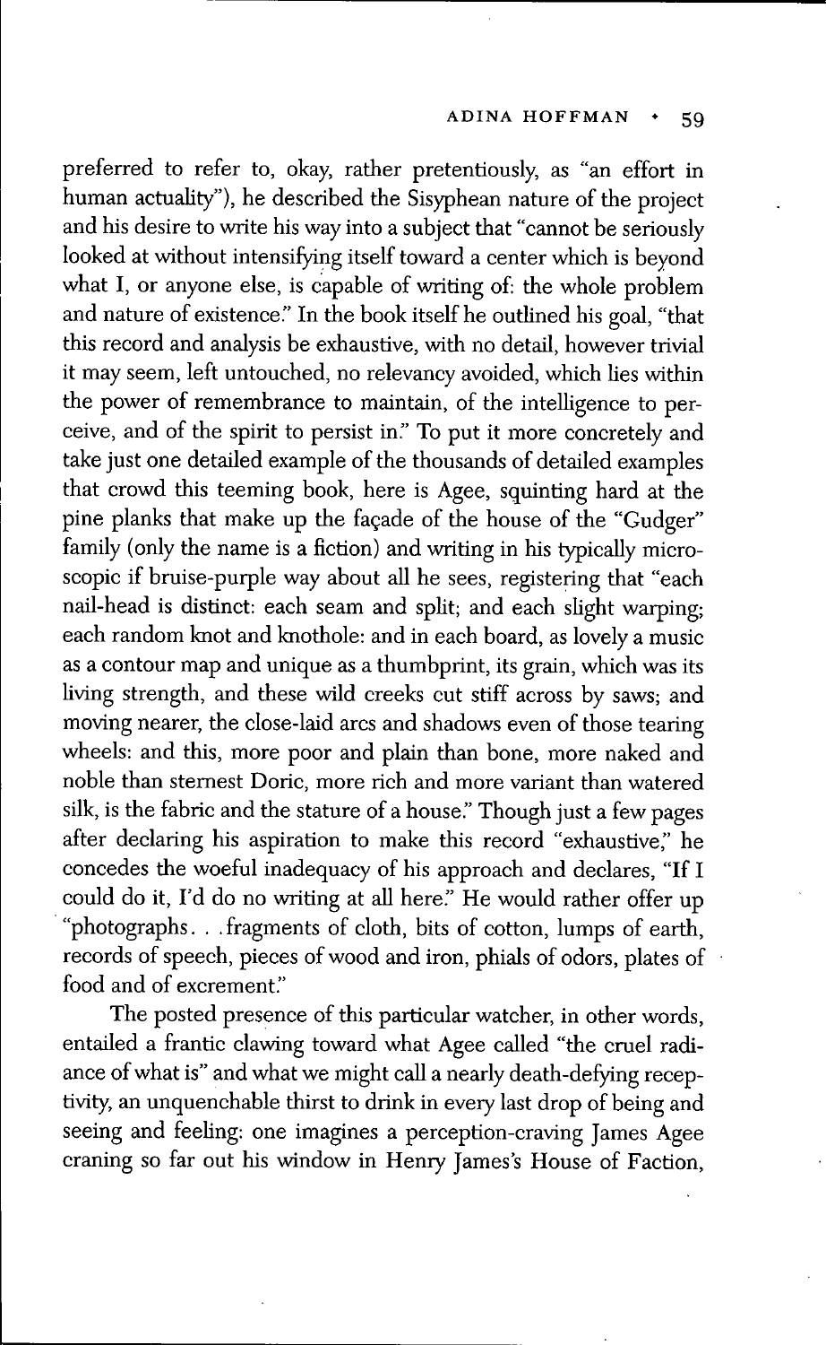preferred to refer to, okay, rather pretentiously, as "an effort in human actuality"), he described the Sisyphean nature of the project and his desire to write his way into a subject that "cannot be seriously looked at without intensifying itself toward a center which is beyond what I, or anyone else, is capable of writing of: the whole problem and nature of existence." In the book itself he outlined his goal, "that this record and analysis be exhaustive, with no detail, however trivial it may seem, left untouched, no relevancy avoided, which lies within the power of remembrance to maintain, of the intelligence to perceive, and of the spirit to persist in." To put it more concretely and take just one detailed example of the thousands of detailed examples that crowd this teeming book, here is Agee, squinting hard at the pine planks that make up the façade of the house of the "Gudger" family (only the name is a fiction) and writing in his typically microscopic if bruise-purple way about all he sees, registering that "each nail-head is distinct: each seam and split; and each slight warping; each random knot and knothole: and in each board, as lovely a music as a contour map and unique as a thumbprint, its grain, which was its living strength, and these wild creeks cut stiff across by saws; and moving nearer, the close-laid arcs and shadows even of those tearing wheels: and this, more poor and plain than bone, more naked and noble than sternest Doric, more rich and more variant than watered silk, is the fabric and the stature of a house." Though just a few pages after declaring his aspiration to make this record "exhaustive," he concedes the woeful inadequacy of his approach and declares, "If I could do it, I'd do no writing at all here." He would rather offer up "photographs. . .fragments of cloth, bits of cotton, lumps of earth, records of speech, pieces of wood and iron, phials of odors, plates of food and of excrement."

The posted presence of this particular watcher, in other words, entailed a frantic clawing toward what Agee called "the cruel radiance of what is" and what we might call a nearly death-defying receptivity, an unquenchable thirst to drink in every last drop of being and seeing and feeling: one imagines a perception-craving James Agee craning so far out his window in Henry James's House of Faction,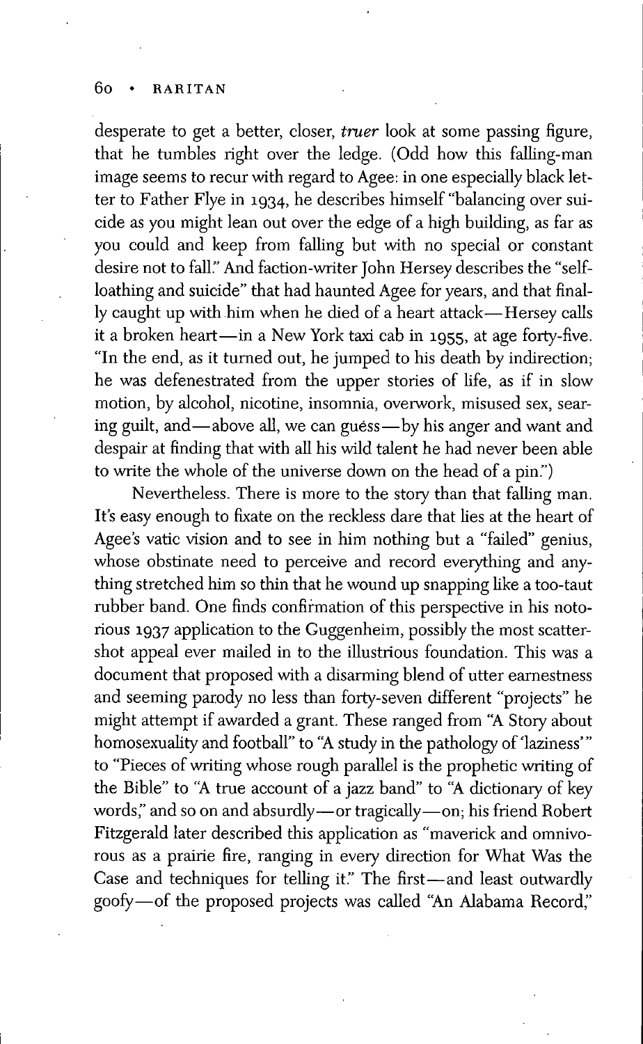desperate to get a better, closer, *truer* look at some passing figure, that he tumbles right over the ledge. (Odd how this falling-man image seems to recur with regard to Agee: in one especially black letter to Father Flye in 1934, he describes himself "balancing over suicide as you might lean out over the edge of a high building, as far as you could and keep from falling but with no special or constant desire not to fall." And faction-writer John Hersey describes the "self-loathing and suicide" that had haunted Agee for years, and that finally caught up with him when he died of a heart attack—Hersey calls it a broken heart—in a New York taxi cab in 1955, at age forty-five. "In the end, as it turned out, he jumped to his death by indirection; he was defenestrated from the upper stories of life, as if in slow motion, by alcohol, nicotine, insomnia, overwork, misused sex, searing guilt, and—above all, we can guess—by his anger and want and despair at finding that with all his wild talent he had never been able to write the whole of the universe down on the head of a pin.")

Nevertheless. There is more to the story than that falling man. It's easy enough to fixate on the reckless dare that lies at the heart of Agee's vatic vision and to see in him nothing but a "failed" genius, whose obstinate need to perceive and record everything and anything stretched him so thin that he wound up snapping like a too-taut rubber band. One finds confirmation of this perspective in his notorious 1937 application to the Guggenheim, possibly the most scattershot appeal ever mailed in to the illustrious foundation. This was a document that proposed with a disarming blend of utter earnestness and seeming parody no less than forty-seven different "projects" he might attempt if awarded a grant. These ranged from "A Story about homosexuality and football" to "A study in the pathology of 'laziness'" to "Pieces of writing whose rough parallel is the prophetic writing of the Bible" to "A true account of a jazz band" to "A dictionary of key words," and so on and absurdly—or tragically—on; his friend Robert Fitzgerald later described this application as "maverick and omnivorous as a prairie fire, ranging in every direction for What Was the Case and techniques for telling it." The first—and least outwardly goofy—of the proposed projects was called "An Alabama Record,"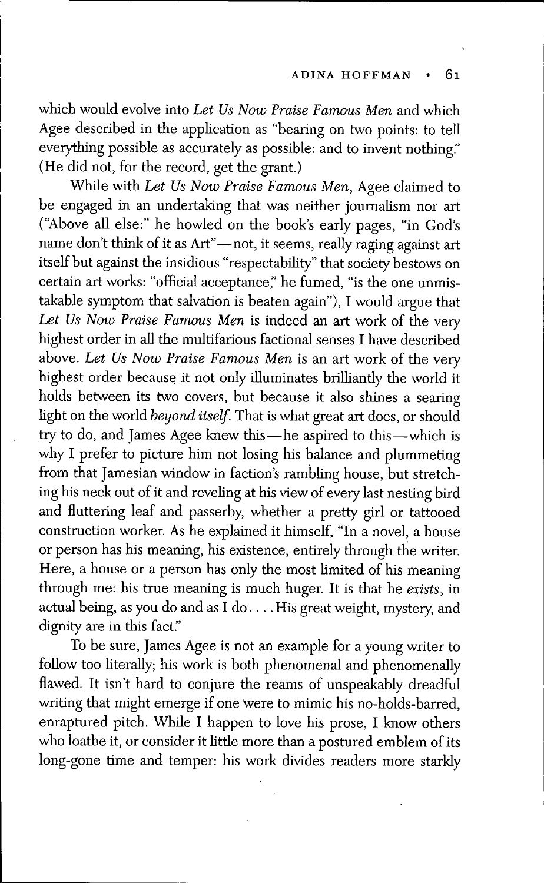which would evolve into *Let Us Now Praise Famous Men* and which Agee described in the application as "bearing on two points: to tell everything possible as accurately as possible: and to invent nothing." (He did not, for the record, get the grant.)

While with *Let Us Now Praise Famous Men*, Agee claimed to be engaged in an undertaking that was neither journalism nor art ("Above all else:" he howled on the book's early pages, "in God's name don't think of it as Art"—not, it seems, really raging against art itself but against the insidious "respectability" that society bestows on certain art works: "official acceptance," he fumed, "is the one unmistakable symptom that salvation is beaten again"), I would argue that *Let Us Now Praise Famous Men* is indeed an art work of the very highest order in all the multifarious factional senses I have described above. *Let Us Now Praise Famous Men* is an art work of the very highest order because it not only illuminates brilliantly the world it holds between its two covers, but because it also shines a searing light on the world *beyond itself.* That is what great art does, or should try to do, and James Agee knew this—he aspired to this—which is why I prefer to picture him not losing his balance and plummeting from that Jamesian window in faction's rambling house, but stretching his neck out of it and reveling at his view of every last nesting bird and fluttering leaf and passerby, whether a pretty girl or tattooed construction worker. As he explained it himself, "In a novel, a house or person has his meaning, his existence, entirely through the writer. Here, a house or a person has only the most limited of his meaning through me: his true meaning is much huger. It is that he *exists*, in actual being, as you do and as I do. . . . His great weight, mystery, and dignity are in this fact."

To be sure, James Agee is not an example for a young writer to follow too literally; his work is both phenomenal and phenomenally flawed. It isn't hard to conjure the reams of unspeakably dreadful writing that might emerge if one were to mimic his no-holds-barred, enraptured pitch. While I happen to love his prose, I know others who loathe it, or consider it little more than a postured emblem of its long-gone time and temper: his work divides readers more starkly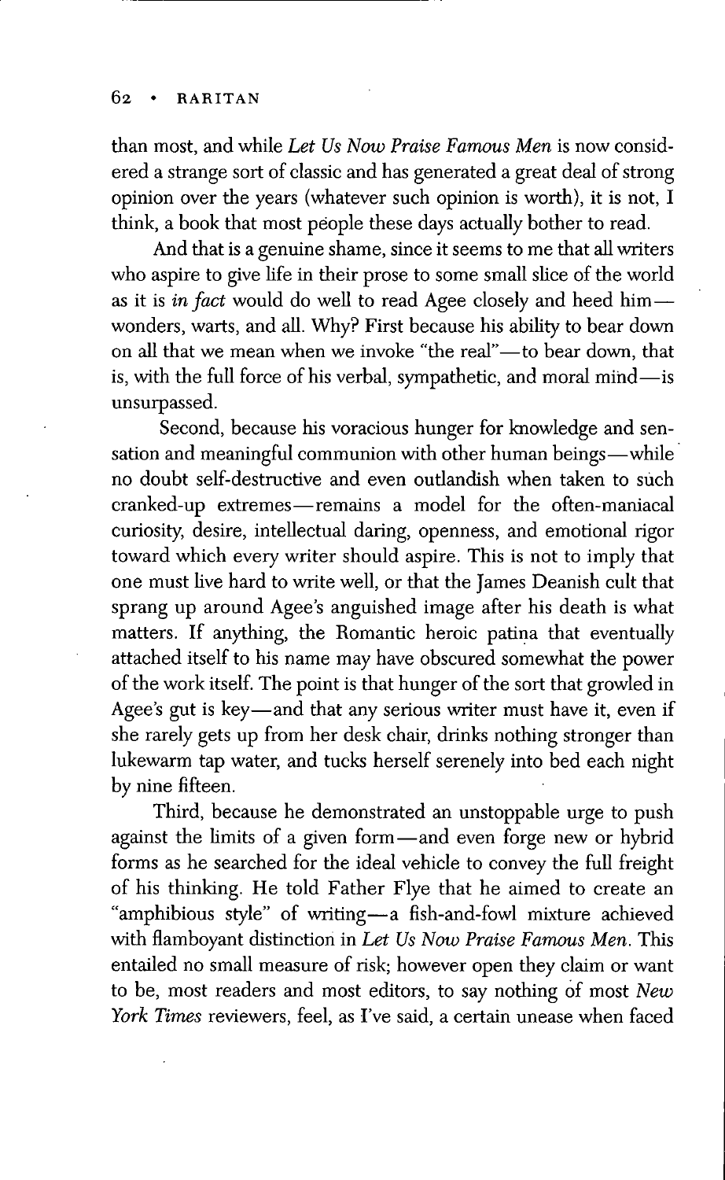than most, and while *Let Us Now Praise Famous Men* is now considered a strange sort of classic and has generated a great deal of strong opinion over the years (whatever such opinion is worth), it is not, I think, a book that most people these days actually bother to read.

And that is a genuine shame, since it seems to me that all writers who aspire to give life in their prose to some small slice of the world as it is *in fact* would do well to read Agee closely and heed him—wonders, warts, and all. Why? First because his ability to bear down on all that we mean when we invoke "the real"—to bear down, that is, with the full force of his verbal, sympathetic, and moral mind—is unsurpassed.

Second, because his voracious hunger for knowledge and sensation and meaningful communion with other human beings—while no doubt self-destructive and even outlandish when taken to such cranked-up extremes—remains a model for the often-maniacal curiosity, desire, intellectual daring, openness, and emotional rigor toward which every writer should aspire. This is not to imply that one must live hard to write well, or that the James Deanish cult that sprang up around Agee's anguished image after his death is what matters. If anything, the Romantic heroic patina that eventually attached itself to his name may have obscured somewhat the power of the work itself. The point is that hunger of the sort that growled in Agee's gut is key—and that any serious writer must have it, even if she rarely gets up from her desk chair, drinks nothing stronger than lukewarm tap water, and tucks herself serenely into bed each night by nine fifteen.

Third, because he demonstrated an unstoppable urge to push against the limits of a given form—and even forge new or hybrid forms as he searched for the ideal vehicle to convey the full freight of his thinking. He told Father Flye that he aimed to create an "amphibious style" of writing—a fish-and-fowl mixture achieved with flamboyant distinction in *Let Us Now Praise Famous Men*. This entailed no small measure of risk; however open they claim or want to be, most readers and most editors, to say nothing of most *New York Times* reviewers, feel, as I've said, a certain unease when faced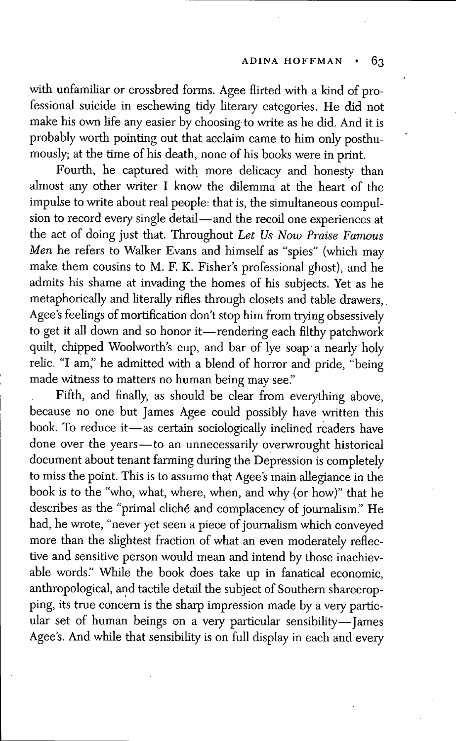with unfamiliar or crossbred forms. Agee flirted with a kind of professional suicide in eschewing tidy literary categories. He did not make his own life any easier by choosing to write as he did. And it is probably worth pointing out that acclaim came to him only posthumously; at the time of his death, none of his books were in print.

Fourth, he captured with more delicacy and honesty than almost any other writer I know the dilemma at the heart of the impulse to write about real people: that is, the simultaneous compulsion to record every single detail—and the recoil one experiences at the act of doing just that. Throughout *Let Us Now Praise Famous Men* he refers to Walker Evans and himself as "spies" (which may make them cousins to M. F. K. Fisher's professional ghost), and he admits his shame at invading the homes of his subjects. Yet as he metaphorically and literally rifles through closets and table drawers, Agee's feelings of mortification don't stop him from trying obsessively to get it all down and so honor it—rendering each filthy patchwork quilt, chipped Woolworth's cup, and bar of lye soap a nearly holy relic. "I am," he admitted with a blend of horror and pride, "being made witness to matters no human being may see."

Fifth, and finally, as should be clear from everything above, because no one but James Agee could possibly have written this book. To reduce it—as certain sociologically inclined readers have done over the years—to an unnecessarily overwrought historical document about tenant farming during the Depression is completely to miss the point. This is to assume that Agee's main allegiance in the book is to the "who, what, where, when, and why (or how)" that he describes as the "primal cliché and complacency of journalism." He had, he wrote, "never yet seen a piece of journalism which conveyed more than the slightest fraction of what an even moderately reflective and sensitive person would mean and intend by those inachievable words." While the book does take up in fanatical economic, anthropological, and tactile detail the subject of Southern sharecropping, its true concern is the sharp impression made by a very particular set of human beings on a very particular sensibility—James Agee's. And while that sensibility is on full display in each and every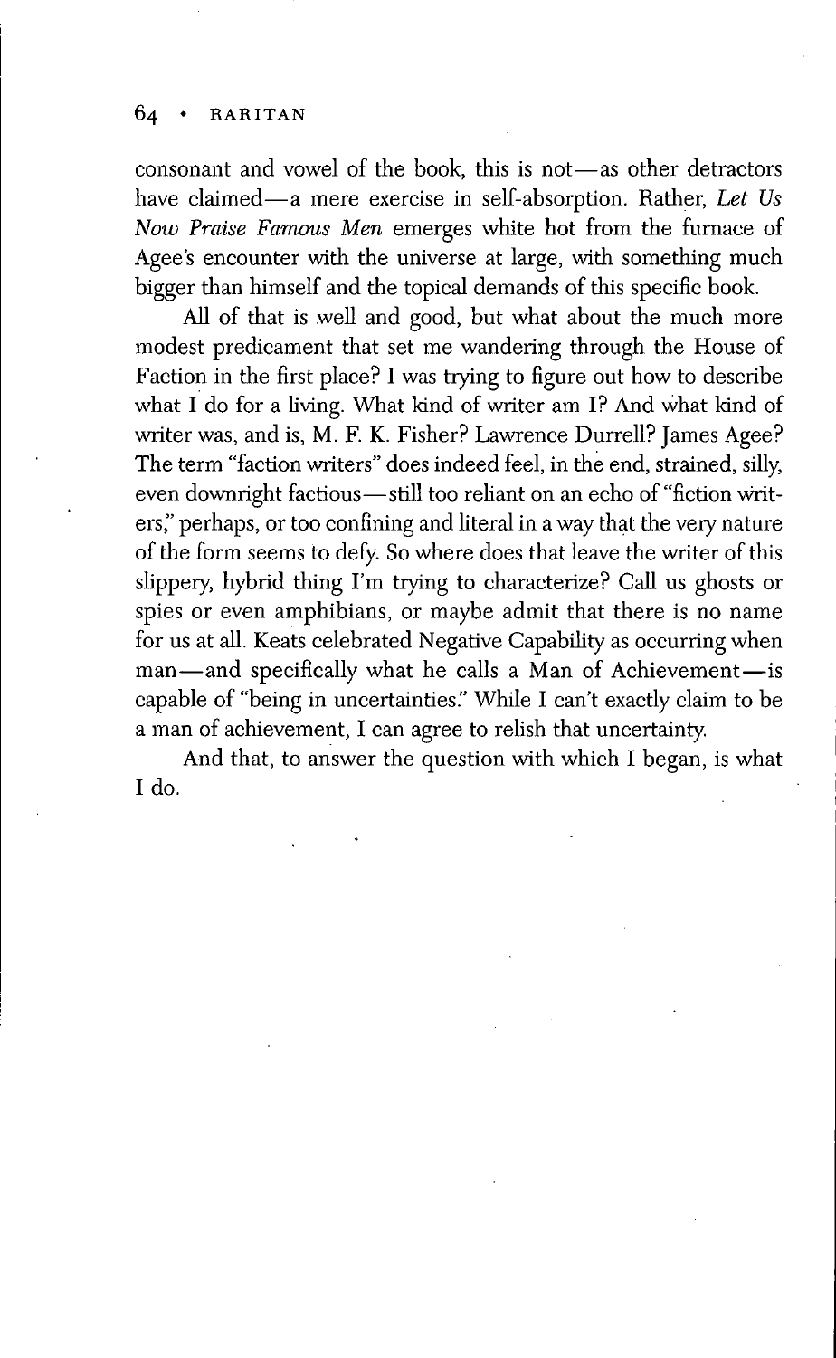consonant and vowel of the book, this is not—as other detractors have claimed—a mere exercise in self-absorption. Rather, *Let Us Now Praise Famous Men* emerges white hot from the furnace of Agee's encounter with the universe at large, with something much bigger than himself and the topical demands of this specific book.

All of that is well and good, but what about the much more modest predicament that set me wandering through the House of Faction in the first place? I was trying to figure out how to describe what I do for a living. What kind of writer am I? And what kind of writer was, and is, M. F. K. Fisher? Lawrence Durrell? James Agee? The term "faction writers" does indeed feel, in the end, strained, silly, even downright factious—still too reliant on an echo of "fiction writers," perhaps, or too confining and literal in a way that the very nature of the form seems to defy. So where does that leave the writer of this slippery, hybrid thing I'm trying to characterize? Call us ghosts or spies or even amphibians, or maybe admit that there is no name for us at all. Keats celebrated Negative Capability as occurring when man—and specifically what he calls a Man of Achievement—is capable of "being in uncertainties." While I can't exactly claim to be a man of achievement, I can agree to relish that uncertainty.

And that, to answer the question with which I began, is what I do.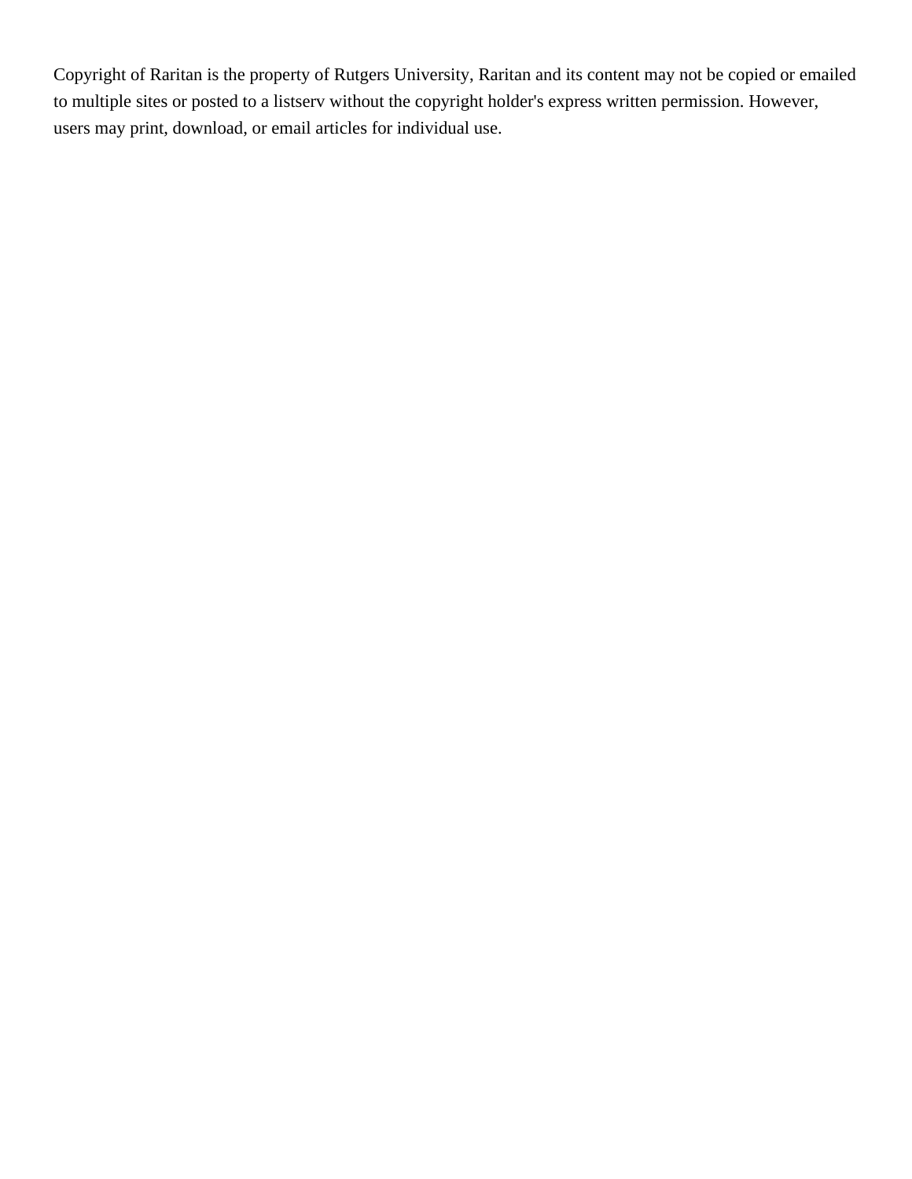Copyright of Raritan is the property of Rutgers University, Raritan and its content may not be copied or emailed to multiple sites or posted to a listserv without the copyright holder's express written permission. However, users may print, download, or email articles for individual use.